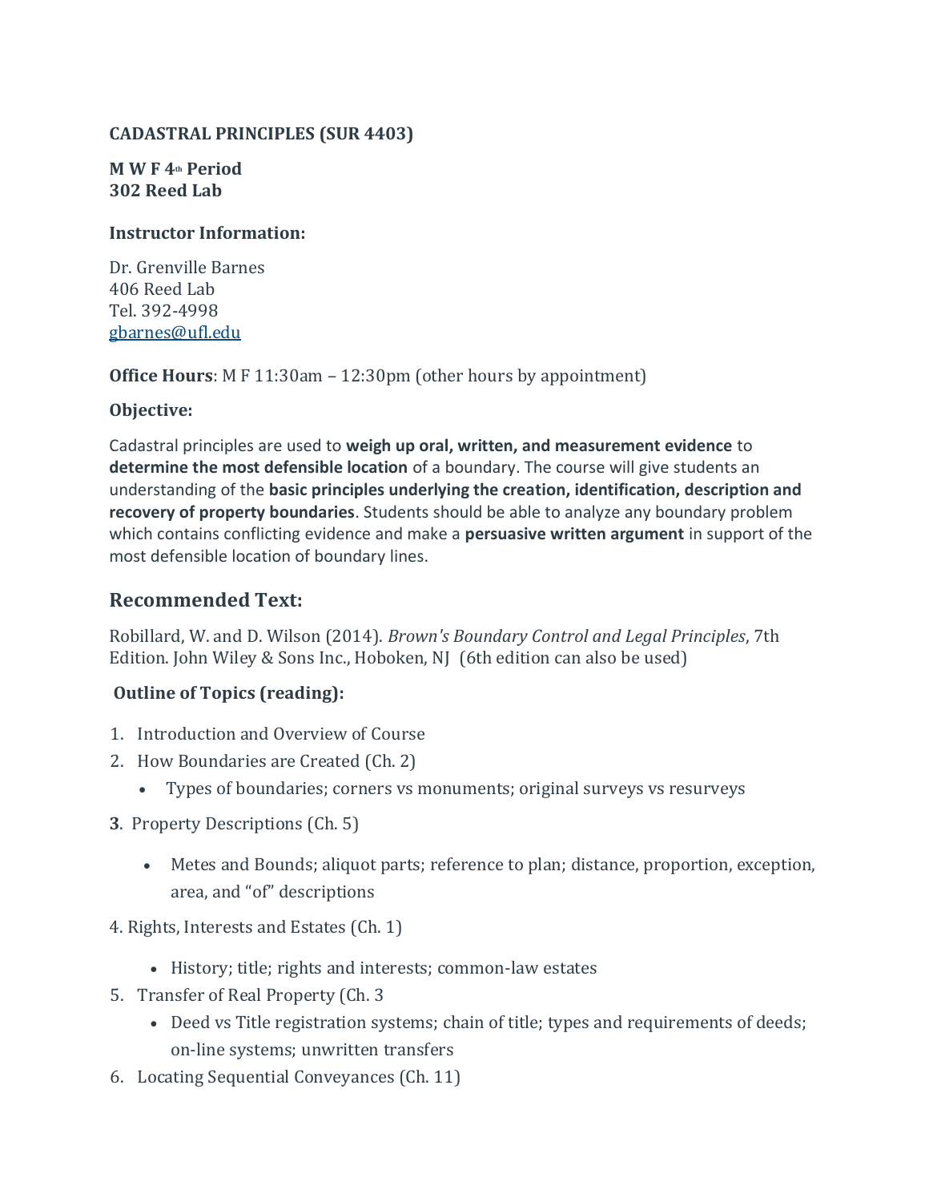**CADASTRAL PRINCIPLES (SUR 4403)**

**M W F 4th Period**
**302 Reed Lab**

**Instructor Information:**

Dr. Grenville Barnes
406 Reed Lab
Tel. 392-4998
gbarnes@ufl.edu

**Office Hours**: M F 11:30am – 12:30pm (other hours by appointment)

**Objective:**

Cadastral principles are used to **weigh up oral, written, and measurement evidence** to **determine the most defensible location** of a boundary. The course will give students an understanding of the **basic principles underlying the creation, identification, description and recovery of property boundaries**. Students should be able to analyze any boundary problem which contains conflicting evidence and make a **persuasive written argument** in support of the most defensible location of boundary lines.

## Recommended Text:

Robillard, W. and D. Wilson (2014). *Brown's Boundary Control and Legal Principles*, 7th Edition. John Wiley & Sons Inc., Hoboken, NJ (6th edition can also be used)

**Outline of Topics (reading):**

1. Introduction and Overview of Course
2. How Boundaries are Created (Ch. 2)
   - Types of boundaries; corners vs monuments; original surveys vs resurveys

**3**. Property Descriptions (Ch. 5)

- Metes and Bounds; aliquot parts; reference to plan; distance, proportion, exception, area, and "of" descriptions

4. Rights, Interests and Estates (Ch. 1)

- History; title; rights and interests; common-law estates

5. Transfer of Real Property (Ch. 3
   - Deed vs Title registration systems; chain of title; types and requirements of deeds; on-line systems; unwritten transfers
6. Locating Sequential Conveyances (Ch. 11)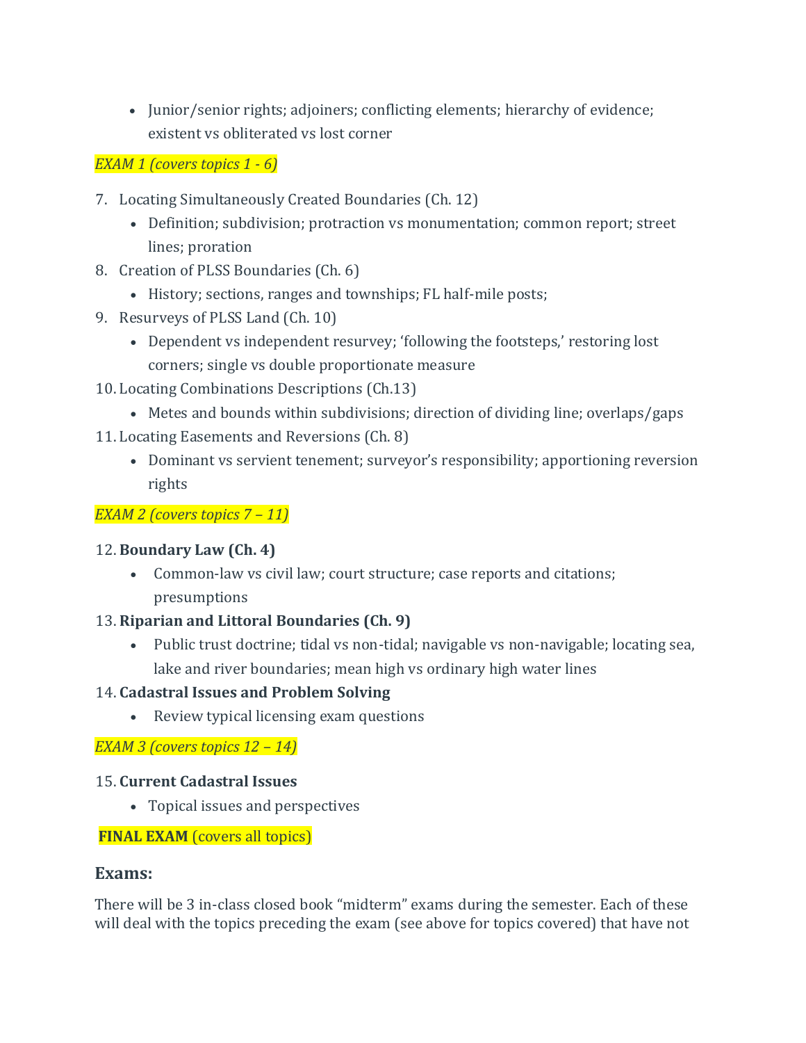- Junior/senior rights; adjoiners; conflicting elements; hierarchy of evidence; existent vs obliterated vs lost corner

*EXAM 1 (covers topics 1 - 6)*

7. Locating Simultaneously Created Boundaries (Ch. 12)
   - Definition; subdivision; protraction vs monumentation; common report; street lines; proration
8. Creation of PLSS Boundaries (Ch. 6)
   - History; sections, ranges and townships; FL half-mile posts;
9. Resurveys of PLSS Land (Ch. 10)
   - Dependent vs independent resurvey; 'following the footsteps,' restoring lost corners; single vs double proportionate measure
10. Locating Combinations Descriptions (Ch.13)
    - Metes and bounds within subdivisions; direction of dividing line; overlaps/gaps
11. Locating Easements and Reversions (Ch. 8)
    - Dominant vs servient tenement; surveyor's responsibility; apportioning reversion rights

*EXAM 2 (covers topics 7 – 11)*

12. **Boundary Law (Ch. 4)**
    - Common-law vs civil law; court structure; case reports and citations; presumptions
13. **Riparian and Littoral Boundaries (Ch. 9)**
    - Public trust doctrine; tidal vs non-tidal; navigable vs non-navigable; locating sea, lake and river boundaries; mean high vs ordinary high water lines
14. **Cadastral Issues and Problem Solving**
    - Review typical licensing exam questions

*EXAM 3 (covers topics 12 – 14)*

15. **Current Cadastral Issues**
    - Topical issues and perspectives

**FINAL EXAM** (covers all topics)

## Exams:

There will be 3 in-class closed book "midterm" exams during the semester. Each of these will deal with the topics preceding the exam (see above for topics covered) that have not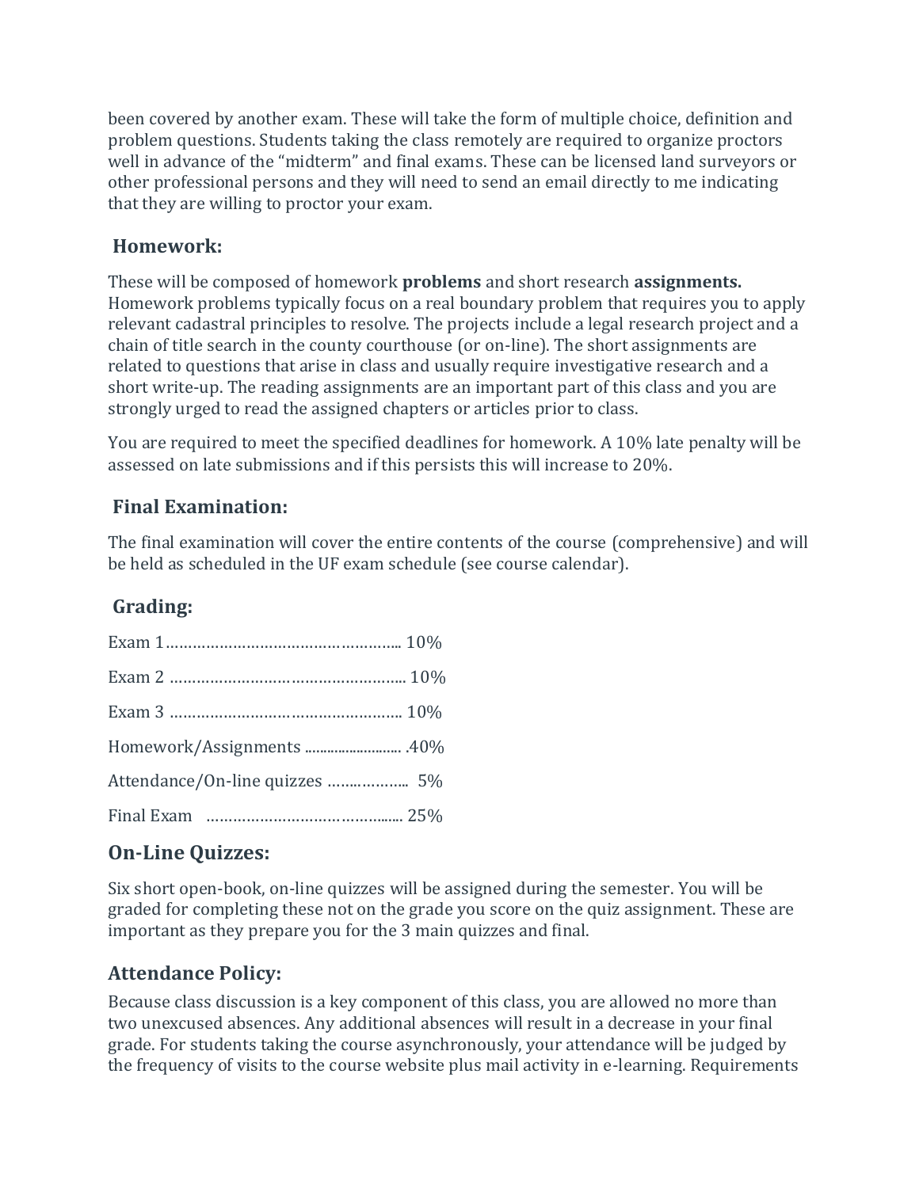been covered by another exam. These will take the form of multiple choice, definition and problem questions. Students taking the class remotely are required to organize proctors well in advance of the "midterm" and final exams. These can be licensed land surveyors or other professional persons and they will need to send an email directly to me indicating that they are willing to proctor your exam.

### Homework:

These will be composed of homework **problems** and short research **assignments.** Homework problems typically focus on a real boundary problem that requires you to apply relevant cadastral principles to resolve. The projects include a legal research project and a chain of title search in the county courthouse (or on-line). The short assignments are related to questions that arise in class and usually require investigative research and a short write-up. The reading assignments are an important part of this class and you are strongly urged to read the assigned chapters or articles prior to class.

You are required to meet the specified deadlines for homework. A 10% late penalty will be assessed on late submissions and if this persists this will increase to 20%.

### Final Examination:

The final examination will cover the entire contents of the course (comprehensive) and will be held as scheduled in the UF exam schedule (see course calendar).

### Grading:

Exam 1…………………………………………….. 10%

Exam 2 …………………………………………….. 10%

Exam 3 ……………………………………………. 10%

Homework/Assignments ........................ .40%

Attendance/On-line quizzes ……………..  5%

Final Exam   ………………………………...... 25%

### On-Line Quizzes:

Six short open-book, on-line quizzes will be assigned during the semester. You will be graded for completing these not on the grade you score on the quiz assignment. These are important as they prepare you for the 3 main quizzes and final.

### Attendance Policy:

Because class discussion is a key component of this class, you are allowed no more than two unexcused absences. Any additional absences will result in a decrease in your final grade. For students taking the course asynchronously, your attendance will be judged by the frequency of visits to the course website plus mail activity in e-learning. Requirements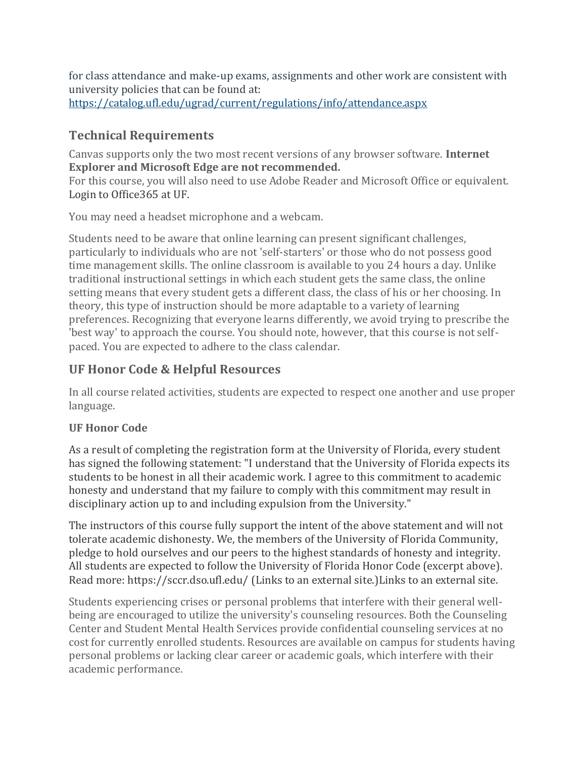for class attendance and make-up exams, assignments and other work are consistent with university policies that can be found at: [https://catalog.ufl.edu/ugrad/current/regulations/info/attendance.aspx](https://catalog.ufl.edu/ugrad/current/regulations/info/attendance.aspx)

## Technical Requirements

Canvas supports only the two most recent versions of any browser software. **Internet Explorer and Microsoft Edge are not recommended.**
For this course, you will also need to use Adobe Reader and Microsoft Office or equivalent. Login to Office365 at UF.

You may need a headset microphone and a webcam.

Students need to be aware that online learning can present significant challenges, particularly to individuals who are not 'self-starters' or those who do not possess good time management skills. The online classroom is available to you 24 hours a day. Unlike traditional instructional settings in which each student gets the same class, the online setting means that every student gets a different class, the class of his or her choosing. In theory, this type of instruction should be more adaptable to a variety of learning preferences. Recognizing that everyone learns differently, we avoid trying to prescribe the 'best way' to approach the course. You should note, however, that this course is not self-paced. You are expected to adhere to the class calendar.

## UF Honor Code & Helpful Resources

In all course related activities, students are expected to respect one another and use proper language.

### UF Honor Code

As a result of completing the registration form at the University of Florida, every student has signed the following statement: "I understand that the University of Florida expects its students to be honest in all their academic work. I agree to this commitment to academic honesty and understand that my failure to comply with this commitment may result in disciplinary action up to and including expulsion from the University."

The instructors of this course fully support the intent of the above statement and will not tolerate academic dishonesty. We, the members of the University of Florida Community, pledge to hold ourselves and our peers to the highest standards of honesty and integrity. All students are expected to follow the University of Florida Honor Code (excerpt above). Read more: https://sccr.dso.ufl.edu/ (Links to an external site.)Links to an external site.

Students experiencing crises or personal problems that interfere with their general well-being are encouraged to utilize the university's counseling resources. Both the Counseling Center and Student Mental Health Services provide confidential counseling services at no cost for currently enrolled students. Resources are available on campus for students having personal problems or lacking clear career or academic goals, which interfere with their academic performance.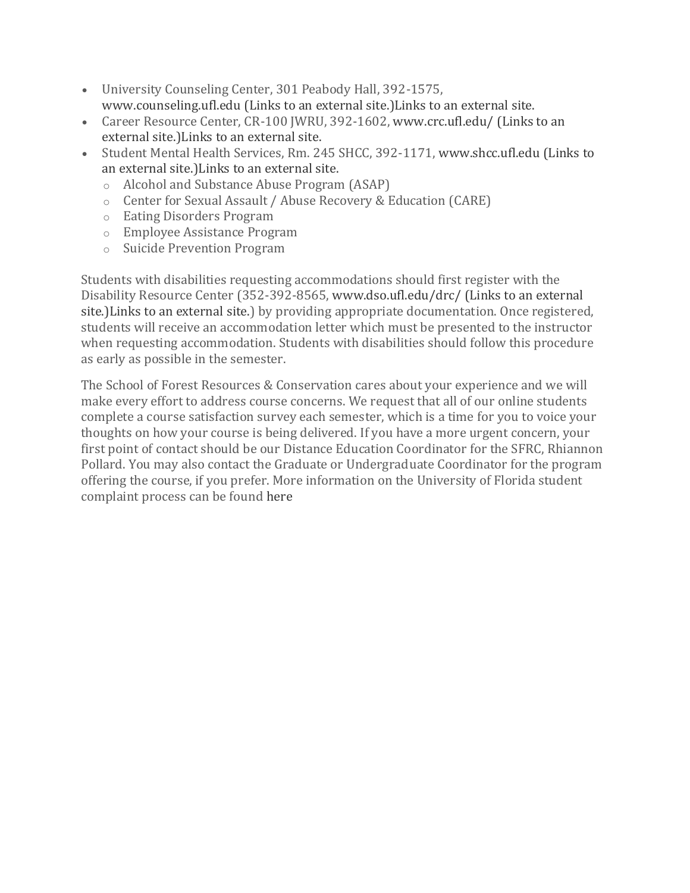- University Counseling Center, 301 Peabody Hall, 392-1575, www.counseling.ufl.edu (Links to an external site.)Links to an external site.
- Career Resource Center, CR-100 JWRU, 392-1602, www.crc.ufl.edu/ (Links to an external site.)Links to an external site.
- Student Mental Health Services, Rm. 245 SHCC, 392-1171, www.shcc.ufl.edu (Links to an external site.)Links to an external site.
  - Alcohol and Substance Abuse Program (ASAP)
  - Center for Sexual Assault / Abuse Recovery & Education (CARE)
  - Eating Disorders Program
  - Employee Assistance Program
  - Suicide Prevention Program

Students with disabilities requesting accommodations should first register with the Disability Resource Center (352-392-8565, www.dso.ufl.edu/drc/ (Links to an external site.)Links to an external site.) by providing appropriate documentation. Once registered, students will receive an accommodation letter which must be presented to the instructor when requesting accommodation. Students with disabilities should follow this procedure as early as possible in the semester.

The School of Forest Resources & Conservation cares about your experience and we will make every effort to address course concerns. We request that all of our online students complete a course satisfaction survey each semester, which is a time for you to voice your thoughts on how your course is being delivered. If you have a more urgent concern, your first point of contact should be our Distance Education Coordinator for the SFRC, Rhiannon Pollard. You may also contact the Graduate or Undergraduate Coordinator for the program offering the course, if you prefer. More information on the University of Florida student complaint process can be found here